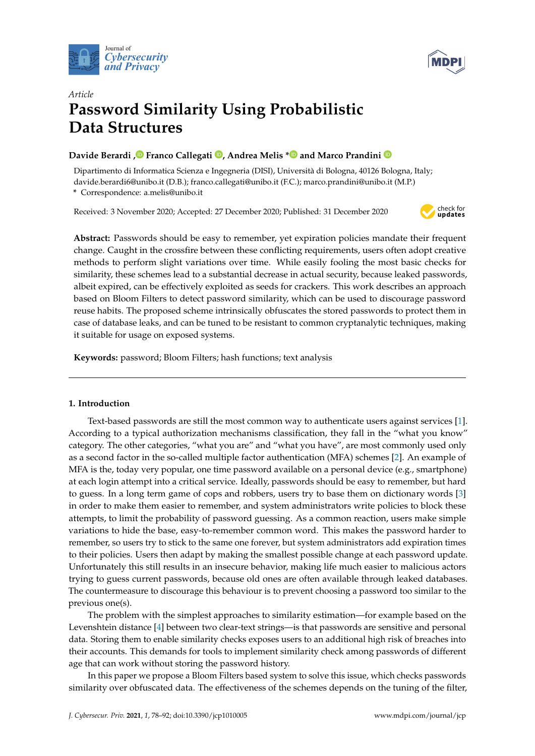*Article*

# Password Similarity Using Probabilistic Data Structures

**Davide Berardi, Franco Callegati, Andrea Melis * and Marco Prandini**

Dipartimento di Informatica Scienza e Ingegneria (DISI), Università di Bologna, 40126 Bologna, Italy; davide.berardi6@unibo.it (D.B.); franco.callegati@unibo.it (F.C.); marco.prandini@unibo.it (M.P.)
\* Correspondence: a.melis@unibo.it

Received: 3 November 2020; Accepted: 27 December 2020; Published: 31 December 2020

**Abstract:** Passwords should be easy to remember, yet expiration policies mandate their frequent change. Caught in the crossfire between these conflicting requirements, users often adopt creative methods to perform slight variations over time. While easily fooling the most basic checks for similarity, these schemes lead to a substantial decrease in actual security, because leaked passwords, albeit expired, can be effectively exploited as seeds for crackers. This work describes an approach based on Bloom Filters to detect password similarity, which can be used to discourage password reuse habits. The proposed scheme intrinsically obfuscates the stored passwords to protect them in case of database leaks, and can be tuned to be resistant to common cryptanalytic techniques, making it suitable for usage on exposed systems.

**Keywords:** password; Bloom Filters; hash functions; text analysis

---

## 1. Introduction

Text-based passwords are still the most common way to authenticate users against services [1]. According to a typical authorization mechanisms classification, they fall in the "what you know" category. The other categories, "what you are" and "what you have", are most commonly used only as a second factor in the so-called multiple factor authentication (MFA) schemes [2]. An example of MFA is the, today very popular, one time password available on a personal device (e.g., smartphone) at each login attempt into a critical service. Ideally, passwords should be easy to remember, but hard to guess. In a long term game of cops and robbers, users try to base them on dictionary words [3] in order to make them easier to remember, and system administrators write policies to block these attempts, to limit the probability of password guessing. As a common reaction, users make simple variations to hide the base, easy-to-remember common word. This makes the password harder to remember, so users try to stick to the same one forever, but system administrators add expiration times to their policies. Users then adapt by making the smallest possible change at each password update. Unfortunately this still results in an insecure behavior, making life much easier to malicious actors trying to guess current passwords, because old ones are often available through leaked databases. The countermeasure to discourage this behaviour is to prevent choosing a password too similar to the previous one(s).

The problem with the simplest approaches to similarity estimation—for example based on the Levenshtein distance [4] between two clear-text strings—is that passwords are sensitive and personal data. Storing them to enable similarity checks exposes users to an additional high risk of breaches into their accounts. This demands for tools to implement similarity check among passwords of different age that can work without storing the password history.

In this paper we propose a Bloom Filters based system to solve this issue, which checks passwords similarity over obfuscated data. The effectiveness of the schemes depends on the tuning of the filter,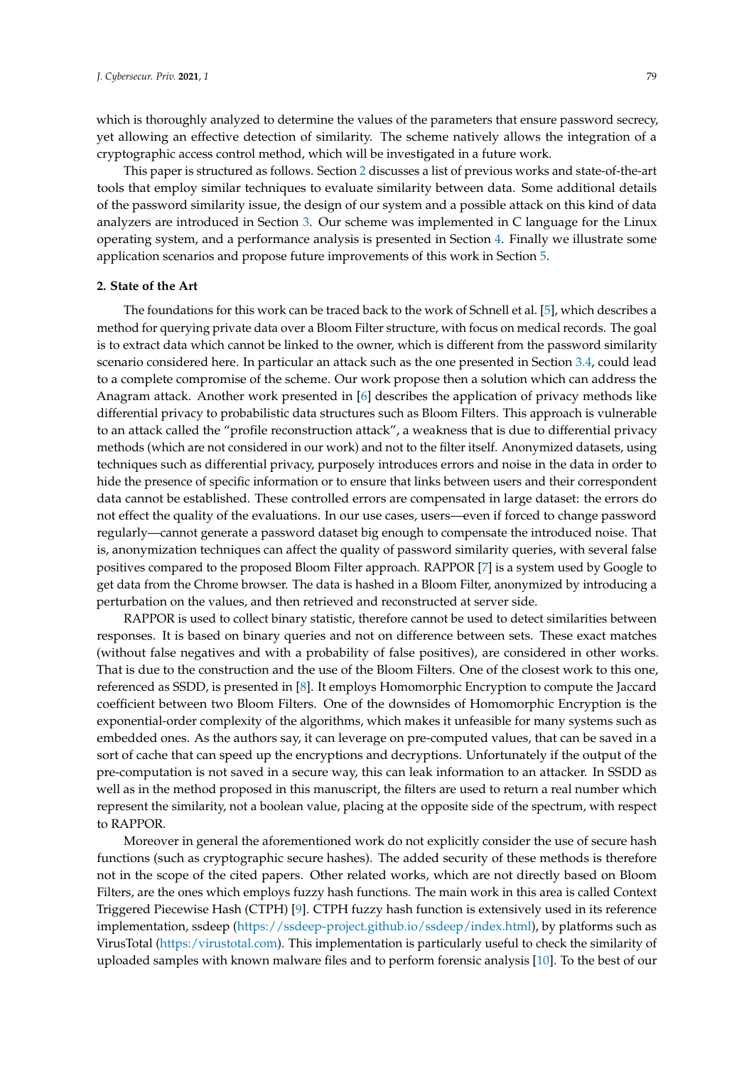which is thoroughly analyzed to determine the values of the parameters that ensure password secrecy, yet allowing an effective detection of similarity. The scheme natively allows the integration of a cryptographic access control method, which will be investigated in a future work.

This paper is structured as follows. Section 2 discusses a list of previous works and state-of-the-art tools that employ similar techniques to evaluate similarity between data. Some additional details of the password similarity issue, the design of our system and a possible attack on this kind of data analyzers are introduced in Section 3. Our scheme was implemented in C language for the Linux operating system, and a performance analysis is presented in Section 4. Finally we illustrate some application scenarios and propose future improvements of this work in Section 5.

## 2. State of the Art

The foundations for this work can be traced back to the work of Schnell et al. [5], which describes a method for querying private data over a Bloom Filter structure, with focus on medical records. The goal is to extract data which cannot be linked to the owner, which is different from the password similarity scenario considered here. In particular an attack such as the one presented in Section 3.4, could lead to a complete compromise of the scheme. Our work propose then a solution which can address the Anagram attack. Another work presented in [6] describes the application of privacy methods like differential privacy to probabilistic data structures such as Bloom Filters. This approach is vulnerable to an attack called the "profile reconstruction attack", a weakness that is due to differential privacy methods (which are not considered in our work) and not to the filter itself. Anonymized datasets, using techniques such as differential privacy, purposely introduces errors and noise in the data in order to hide the presence of specific information or to ensure that links between users and their correspondent data cannot be established. These controlled errors are compensated in large dataset: the errors do not effect the quality of the evaluations. In our use cases, users—even if forced to change password regularly—cannot generate a password dataset big enough to compensate the introduced noise. That is, anonymization techniques can affect the quality of password similarity queries, with several false positives compared to the proposed Bloom Filter approach. RAPPOR [7] is a system used by Google to get data from the Chrome browser. The data is hashed in a Bloom Filter, anonymized by introducing a perturbation on the values, and then retrieved and reconstructed at server side.

RAPPOR is used to collect binary statistic, therefore cannot be used to detect similarities between responses. It is based on binary queries and not on difference between sets. These exact matches (without false negatives and with a probability of false positives), are considered in other works. That is due to the construction and the use of the Bloom Filters. One of the closest work to this one, referenced as SSDD, is presented in [8]. It employs Homomorphic Encryption to compute the Jaccard coefficient between two Bloom Filters. One of the downsides of Homomorphic Encryption is the exponential-order complexity of the algorithms, which makes it unfeasible for many systems such as embedded ones. As the authors say, it can leverage on pre-computed values, that can be saved in a sort of cache that can speed up the encryptions and decryptions. Unfortunately if the output of the pre-computation is not saved in a secure way, this can leak information to an attacker. In SSDD as well as in the method proposed in this manuscript, the filters are used to return a real number which represent the similarity, not a boolean value, placing at the opposite side of the spectrum, with respect to RAPPOR.

Moreover in general the aforementioned work do not explicitly consider the use of secure hash functions (such as cryptographic secure hashes). The added security of these methods is therefore not in the scope of the cited papers. Other related works, which are not directly based on Bloom Filters, are the ones which employs fuzzy hash functions. The main work in this area is called Context Triggered Piecewise Hash (CTPH) [9]. CTPH fuzzy hash function is extensively used in its reference implementation, ssdeep (https://ssdeep-project.github.io/ssdeep/index.html), by platforms such as VirusTotal (https:/virustotal.com). This implementation is particularly useful to check the similarity of uploaded samples with known malware files and to perform forensic analysis [10]. To the best of our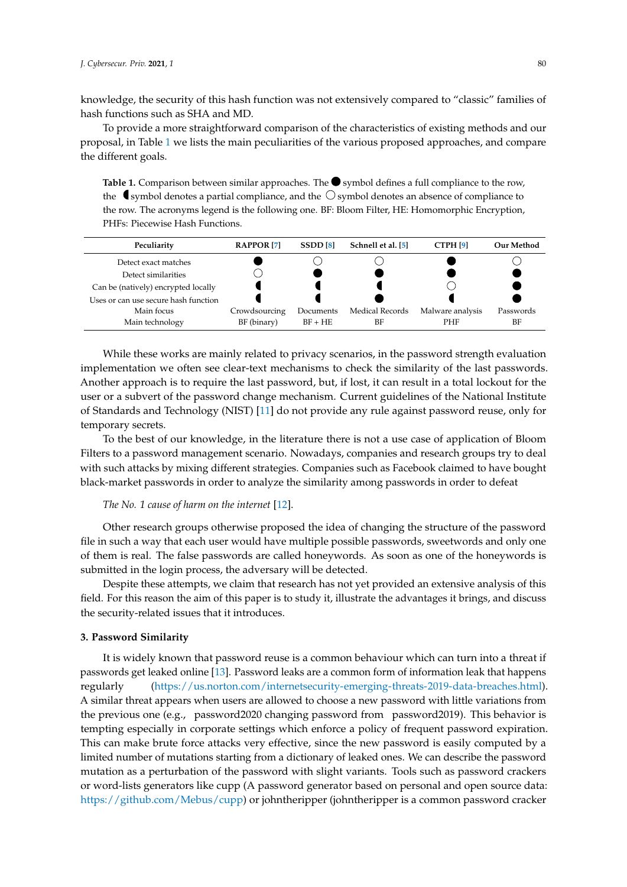knowledge, the security of this hash function was not extensively compared to "classic" families of hash functions such as SHA and MD.

To provide a more straightforward comparison of the characteristics of existing methods and our proposal, in Table 1 we lists the main peculiarities of the various proposed approaches, and compare the different goals.

**Table 1.** Comparison between similar approaches. The ● symbol defines a full compliance to the row, the ◖ symbol denotes a partial compliance, and the ○ symbol denotes an absence of compliance to the row. The acronyms legend is the following one. BF: Bloom Filter, HE: Homomorphic Encryption, PHFs: Piecewise Hash Functions.

| Peculiarity | RAPPOR [7] | SSDD [8] | Schnell et al. [5] | CTPH [9] | Our Method |
|---|---|---|---|---|---|
| Detect exact matches | ● | ○ | ○ | ● | ○ |
| Detect similarities | ○ | ● | ● | ● | ● |
| Can be (natively) encrypted locally | ◖ | ◖ | ◖ | ○ | ● |
| Uses or can use secure hash function | ◖ | ◖ | ● | ◖ | ● |
| Main focus | Crowdsourcing | Documents | Medical Records | Malware analysis | Passwords |
| Main technology | BF (binary) | BF + HE | BF | PHF | BF |

While these works are mainly related to privacy scenarios, in the password strength evaluation implementation we often see clear-text mechanisms to check the similarity of the last passwords. Another approach is to require the last password, but, if lost, it can result in a total lockout for the user or a subvert of the password change mechanism. Current guidelines of the National Institute of Standards and Technology (NIST) [11] do not provide any rule against password reuse, only for temporary secrets.

To the best of our knowledge, in the literature there is not a use case of application of Bloom Filters to a password management scenario. Nowadays, companies and research groups try to deal with such attacks by mixing different strategies. Companies such as Facebook claimed to have bought black-market passwords in order to analyze the similarity among passwords in order to defeat

*The No. 1 cause of harm on the internet* [12].

Other research groups otherwise proposed the idea of changing the structure of the password file in such a way that each user would have multiple possible passwords, sweetwords and only one of them is real. The false passwords are called honeywords. As soon as one of the honeywords is submitted in the login process, the adversary will be detected.

Despite these attempts, we claim that research has not yet provided an extensive analysis of this field. For this reason the aim of this paper is to study it, illustrate the advantages it brings, and discuss the security-related issues that it introduces.

## 3. Password Similarity

It is widely known that password reuse is a common behaviour which can turn into a threat if passwords get leaked online [13]. Password leaks are a common form of information leak that happens regularly (https://us.norton.com/internetsecurity-emerging-threats-2019-data-breaches.html). A similar threat appears when users are allowed to choose a new password with little variations from the previous one (e.g., password2020 changing password from password2019). This behavior is tempting especially in corporate settings which enforce a policy of frequent password expiration. This can make brute force attacks very effective, since the new password is easily computed by a limited number of mutations starting from a dictionary of leaked ones. We can describe the password mutation as a perturbation of the password with slight variants. Tools such as password crackers or word-lists generators like cupp (A password generator based on personal and open source data: https://github.com/Mebus/cupp) or johntheripper (johntheripper is a common password cracker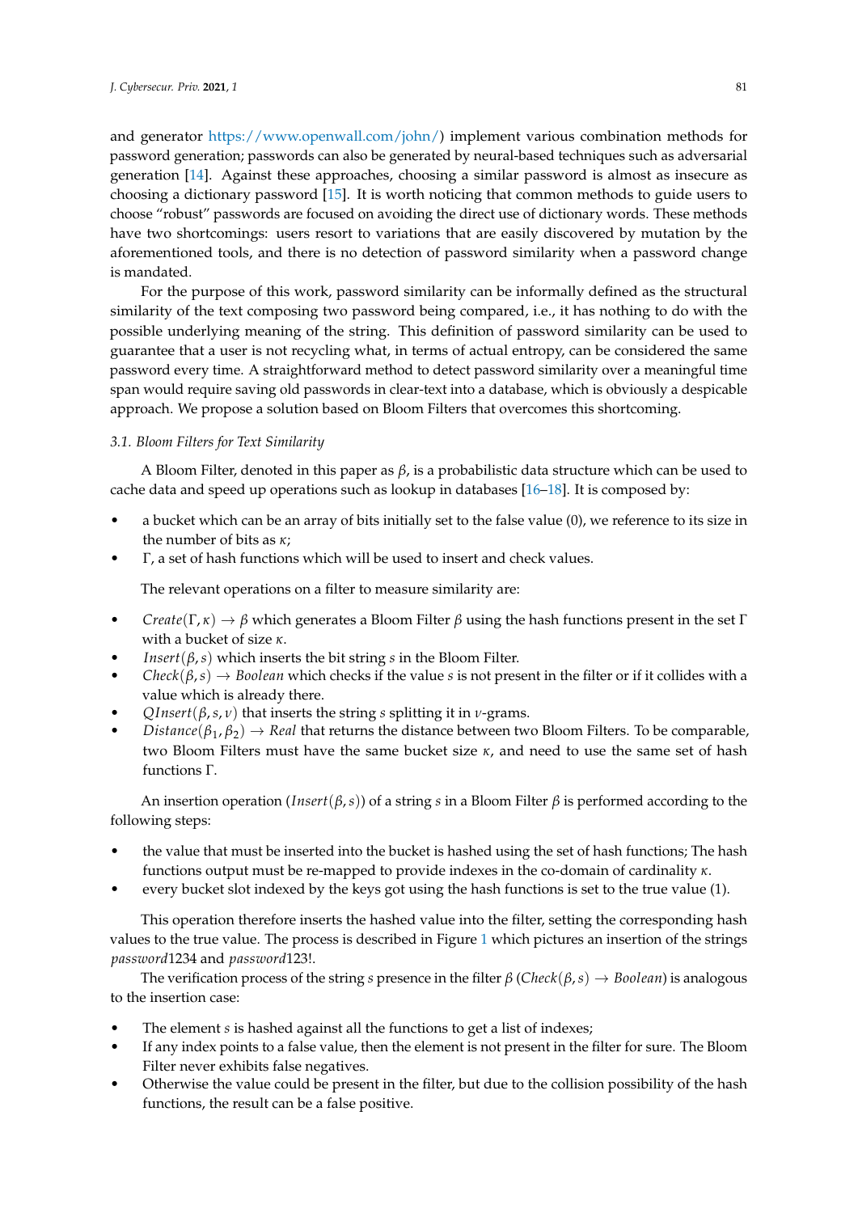and generator https://www.openwall.com/john/) implement various combination methods for password generation; passwords can also be generated by neural-based techniques such as adversarial generation [14]. Against these approaches, choosing a similar password is almost as insecure as choosing a dictionary password [15]. It is worth noticing that common methods to guide users to choose "robust" passwords are focused on avoiding the direct use of dictionary words. These methods have two shortcomings: users resort to variations that are easily discovered by mutation by the aforementioned tools, and there is no detection of password similarity when a password change is mandated.

For the purpose of this work, password similarity can be informally defined as the structural similarity of the text composing two password being compared, i.e., it has nothing to do with the possible underlying meaning of the string. This definition of password similarity can be used to guarantee that a user is not recycling what, in terms of actual entropy, can be considered the same password every time. A straightforward method to detect password similarity over a meaningful time span would require saving old passwords in clear-text into a database, which is obviously a despicable approach. We propose a solution based on Bloom Filters that overcomes this shortcoming.

### 3.1. Bloom Filters for Text Similarity

A Bloom Filter, denoted in this paper as $\beta$, is a probabilistic data structure which can be used to cache data and speed up operations such as lookup in databases [16–18]. It is composed by:

- a bucket which can be an array of bits initially set to the false value (0), we reference to its size in the number of bits as $\kappa$;
- $\Gamma$, a set of hash functions which will be used to insert and check values.

The relevant operations on a filter to measure similarity are:

- $Create(\Gamma, \kappa) \rightarrow \beta$ which generates a Bloom Filter $\beta$ using the hash functions present in the set $\Gamma$ with a bucket of size $\kappa$.
- $Insert(\beta, s)$ which inserts the bit string $s$ in the Bloom Filter.
- $Check(\beta, s) \rightarrow Boolean$ which checks if the value $s$ is not present in the filter or if it collides with a value which is already there.
- $QInsert(\beta, s, \nu)$ that inserts the string $s$ splitting it in $\nu$-grams.
- $Distance(\beta_1, \beta_2) \rightarrow Real$ that returns the distance between two Bloom Filters. To be comparable, two Bloom Filters must have the same bucket size $\kappa$, and need to use the same set of hash functions $\Gamma$.

An insertion operation ($Insert(\beta, s)$) of a string $s$ in a Bloom Filter $\beta$ is performed according to the following steps:

- the value that must be inserted into the bucket is hashed using the set of hash functions; The hash functions output must be re-mapped to provide indexes in the co-domain of cardinality $\kappa$.
- every bucket slot indexed by the keys got using the hash functions is set to the true value (1).

This operation therefore inserts the hashed value into the filter, setting the corresponding hash values to the true value. The process is described in Figure 1 which pictures an insertion of the strings *password*1234 and *password*123!.

The verification process of the string $s$ presence in the filter $\beta$ ($Check(\beta, s) \rightarrow Boolean$) is analogous to the insertion case:

- The element $s$ is hashed against all the functions to get a list of indexes;
- If any index points to a false value, then the element is not present in the filter for sure. The Bloom Filter never exhibits false negatives.
- Otherwise the value could be present in the filter, but due to the collision possibility of the hash functions, the result can be a false positive.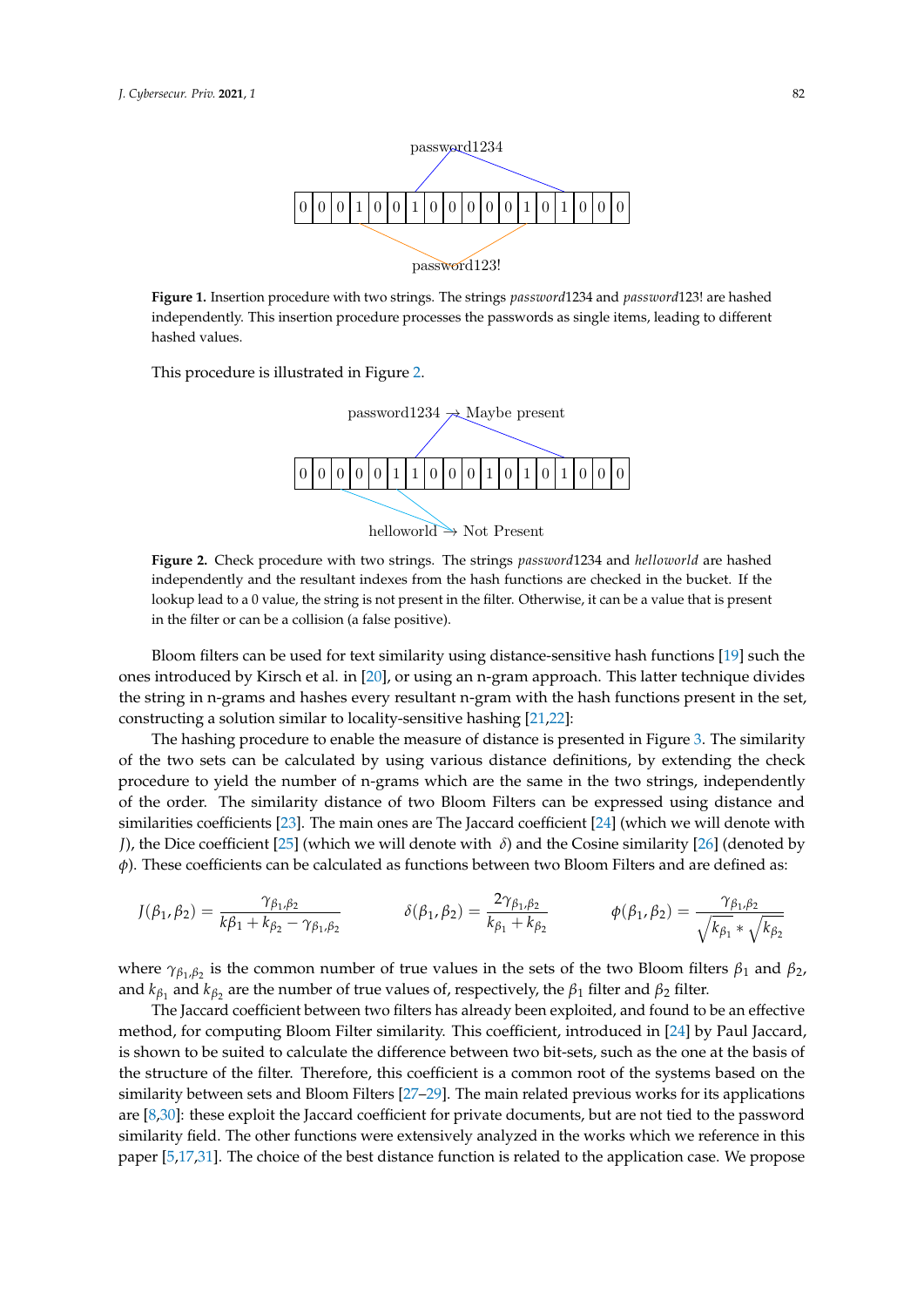password1234

| 0 | 0 | 0 | 1 | 0 | 0 | 1 | 0 | 0 | 0 | 0 | 0 | 1 | 0 | 1 | 0 | 0 | 0 |
|---|---|---|---|---|---|---|---|---|---|---|---|---|---|---|---|---|---|

password123!

**Figure 1.** Insertion procedure with two strings. The strings *password*1234 and *password*123! are hashed independently. This insertion procedure processes the passwords as single items, leading to different hashed values.

This procedure is illustrated in Figure 2.

password1234 → Maybe present

| 0 | 0 | 0 | 0 | 0 | 1 | 1 | 0 | 0 | 0 | 1 | 0 | 1 | 0 | 1 | 0 | 0 | 0 |
|---|---|---|---|---|---|---|---|---|---|---|---|---|---|---|---|---|---|

helloworld → Not Present

**Figure 2.** Check procedure with two strings. The strings *password*1234 and *helloworld* are hashed independently and the resultant indexes from the hash functions are checked in the bucket. If the lookup lead to a 0 value, the string is not present in the filter. Otherwise, it can be a value that is present in the filter or can be a collision (a false positive).

Bloom filters can be used for text similarity using distance-sensitive hash functions [19] such the ones introduced by Kirsch et al. in [20], or using an n-gram approach. This latter technique divides the string in n-grams and hashes every resultant n-gram with the hash functions present in the set, constructing a solution similar to locality-sensitive hashing [21,22]:

The hashing procedure to enable the measure of distance is presented in Figure 3. The similarity of the two sets can be calculated by using various distance definitions, by extending the check procedure to yield the number of n-grams which are the same in the two strings, independently of the order. The similarity distance of two Bloom Filters can be expressed using distance and similarities coefficients [23]. The main ones are The Jaccard coefficient [24] (which we will denote with $J$), the Dice coefficient [25] (which we will denote with $\delta$) and the Cosine similarity [26] (denoted by $\phi$). These coefficients can be calculated as functions between two Bloom Filters and are defined as:

$$J(\beta_1, \beta_2) = \frac{\gamma_{\beta_1,\beta_2}}{k\beta_1 + k_{\beta_2} - \gamma_{\beta_1,\beta_2}} \qquad \delta(\beta_1, \beta_2) = \frac{2\gamma_{\beta_1,\beta_2}}{k_{\beta_1} + k_{\beta_2}} \qquad \phi(\beta_1, \beta_2) = \frac{\gamma_{\beta_1,\beta_2}}{\sqrt{k_{\beta_1}} * \sqrt{k_{\beta_2}}}$$

where $\gamma_{\beta_1,\beta_2}$ is the common number of true values in the sets of the two Bloom filters $\beta_1$ and $\beta_2$, and $k_{\beta_1}$ and $k_{\beta_2}$ are the number of true values of, respectively, the $\beta_1$ filter and $\beta_2$ filter.

The Jaccard coefficient between two filters has already been exploited, and found to be an effective method, for computing Bloom Filter similarity. This coefficient, introduced in [24] by Paul Jaccard, is shown to be suited to calculate the difference between two bit-sets, such as the one at the basis of the structure of the filter. Therefore, this coefficient is a common root of the systems based on the similarity between sets and Bloom Filters [27–29]. The main related previous works for its applications are [8,30]: these exploit the Jaccard coefficient for private documents, but are not tied to the password similarity field. The other functions were extensively analyzed in the works which we reference in this paper [5,17,31]. The choice of the best distance function is related to the application case. We propose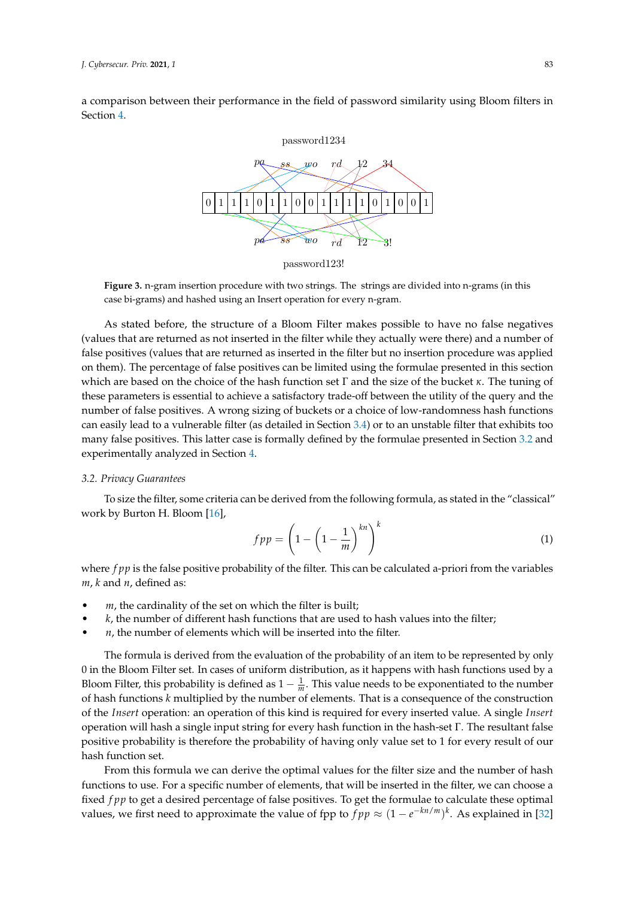a comparison between their performance in the field of password similarity using Bloom filters in Section 4.

**Figure 3.** n-gram insertion procedure with two strings. The strings are divided into n-grams (in this case bi-grams) and hashed using an Insert operation for every n-gram.

As stated before, the structure of a Bloom Filter makes possible to have no false negatives (values that are returned as not inserted in the filter while they actually were there) and a number of false positives (values that are returned as inserted in the filter but no insertion procedure was applied on them). The percentage of false positives can be limited using the formulae presented in this section which are based on the choice of the hash function set $\Gamma$ and the size of the bucket $\kappa$. The tuning of these parameters is essential to achieve a satisfactory trade-off between the utility of the query and the number of false positives. A wrong sizing of buckets or a choice of low-randomness hash functions can easily lead to a vulnerable filter (as detailed in Section 3.4) or to an unstable filter that exhibits too many false positives. This latter case is formally defined by the formulae presented in Section 3.2 and experimentally analyzed in Section 4.

### 3.2. Privacy Guarantees

To size the filter, some criteria can be derived from the following formula, as stated in the "classical" work by Burton H. Bloom [16],

$$fpp = \left(1 - \left(1 - \frac{1}{m}\right)^{kn}\right)^k \tag{1}$$

where $fpp$ is the false positive probability of the filter. This can be calculated a-priori from the variables $m$, $k$ and $n$, defined as:

- $m$, the cardinality of the set on which the filter is built;
- $k$, the number of different hash functions that are used to hash values into the filter;
- $n$, the number of elements which will be inserted into the filter.

The formula is derived from the evaluation of the probability of an item to be represented by only 0 in the Bloom Filter set. In cases of uniform distribution, as it happens with hash functions used by a Bloom Filter, this probability is defined as $1 - \frac{1}{m}$. This value needs to be exponentiated to the number of hash functions $k$ multiplied by the number of elements. That is a consequence of the construction of the *Insert* operation: an operation of this kind is required for every inserted value. A single *Insert* operation will hash a single input string for every hash function in the hash-set $\Gamma$. The resultant false positive probability is therefore the probability of having only value set to 1 for every result of our hash function set.

From this formula we can derive the optimal values for the filter size and the number of hash functions to use. For a specific number of elements, that will be inserted in the filter, we can choose a fixed $fpp$ to get a desired percentage of false positives. To get the formulae to calculate these optimal values, we first need to approximate the value of fpp to $fpp \approx (1 - e^{-kn/m})^k$. As explained in [32]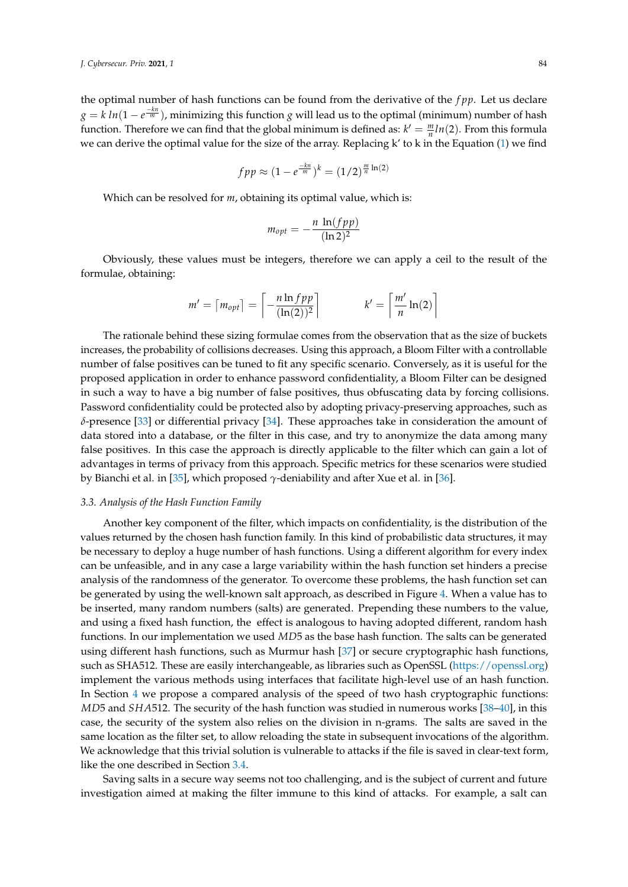the optimal number of hash functions can be found from the derivative of the $fpp$. Let us declare $g = k\,ln(1 - e^{\frac{-kn}{m}})$, minimizing this function $g$ will lead us to the optimal (minimum) number of hash function. Therefore we can find that the global minimum is defined as: $k' = \frac{m}{n} ln(2)$. From this formula we can derive the optimal value for the size of the array. Replacing k' to k in the Equation (1) we find

$$fpp \approx (1 - e^{\frac{-kn}{m}})^k = (1/2)^{\frac{m}{n}\ln(2)}$$

Which can be resolved for $m$, obtaining its optimal value, which is:

$$m_{opt} = -\frac{n\,\ln(fpp)}{(\ln 2)^2}$$

Obviously, these values must be integers, therefore we can apply a ceil to the result of the formulae, obtaining:

$$m' = \lceil m_{opt} \rceil = \left\lceil -\frac{n \ln fpp}{(\ln(2))^2} \right\rceil \qquad k' = \left\lceil \frac{m'}{n} \ln(2) \right\rceil$$

The rationale behind these sizing formulae comes from the observation that as the size of buckets increases, the probability of collisions decreases. Using this approach, a Bloom Filter with a controllable number of false positives can be tuned to fit any specific scenario. Conversely, as it is useful for the proposed application in order to enhance password confidentiality, a Bloom Filter can be designed in such a way to have a big number of false positives, thus obfuscating data by forcing collisions. Password confidentiality could be protected also by adopting privacy-preserving approaches, such as $\delta$-presence [33] or differential privacy [34]. These approaches take in consideration the amount of data stored into a database, or the filter in this case, and try to anonymize the data among many false positives. In this case the approach is directly applicable to the filter which can gain a lot of advantages in terms of privacy from this approach. Specific metrics for these scenarios were studied by Bianchi et al. in [35], which proposed $\gamma$-deniability and after Xue et al. in [36].

### 3.3. Analysis of the Hash Function Family

Another key component of the filter, which impacts on confidentiality, is the distribution of the values returned by the chosen hash function family. In this kind of probabilistic data structures, it may be necessary to deploy a huge number of hash functions. Using a different algorithm for every index can be unfeasible, and in any case a large variability within the hash function set hinders a precise analysis of the randomness of the generator. To overcome these problems, the hash function set can be generated by using the well-known salt approach, as described in Figure 4. When a value has to be inserted, many random numbers (salts) are generated. Prepending these numbers to the value, and using a fixed hash function, the effect is analogous to having adopted different, random hash functions. In our implementation we used $MD5$ as the base hash function. The salts can be generated using different hash functions, such as Murmur hash [37] or secure cryptographic hash functions, such as SHA512. These are easily interchangeable, as libraries such as OpenSSL (https://openssl.org) implement the various methods using interfaces that facilitate high-level use of an hash function. In Section 4 we propose a compared analysis of the speed of two hash cryptographic functions: $MD5$ and $SHA512$. The security of the hash function was studied in numerous works [38–40], in this case, the security of the system also relies on the division in n-grams. The salts are saved in the same location as the filter set, to allow reloading the state in subsequent invocations of the algorithm. We acknowledge that this trivial solution is vulnerable to attacks if the file is saved in clear-text form, like the one described in Section 3.4.

Saving salts in a secure way seems not too challenging, and is the subject of current and future investigation aimed at making the filter immune to this kind of attacks. For example, a salt can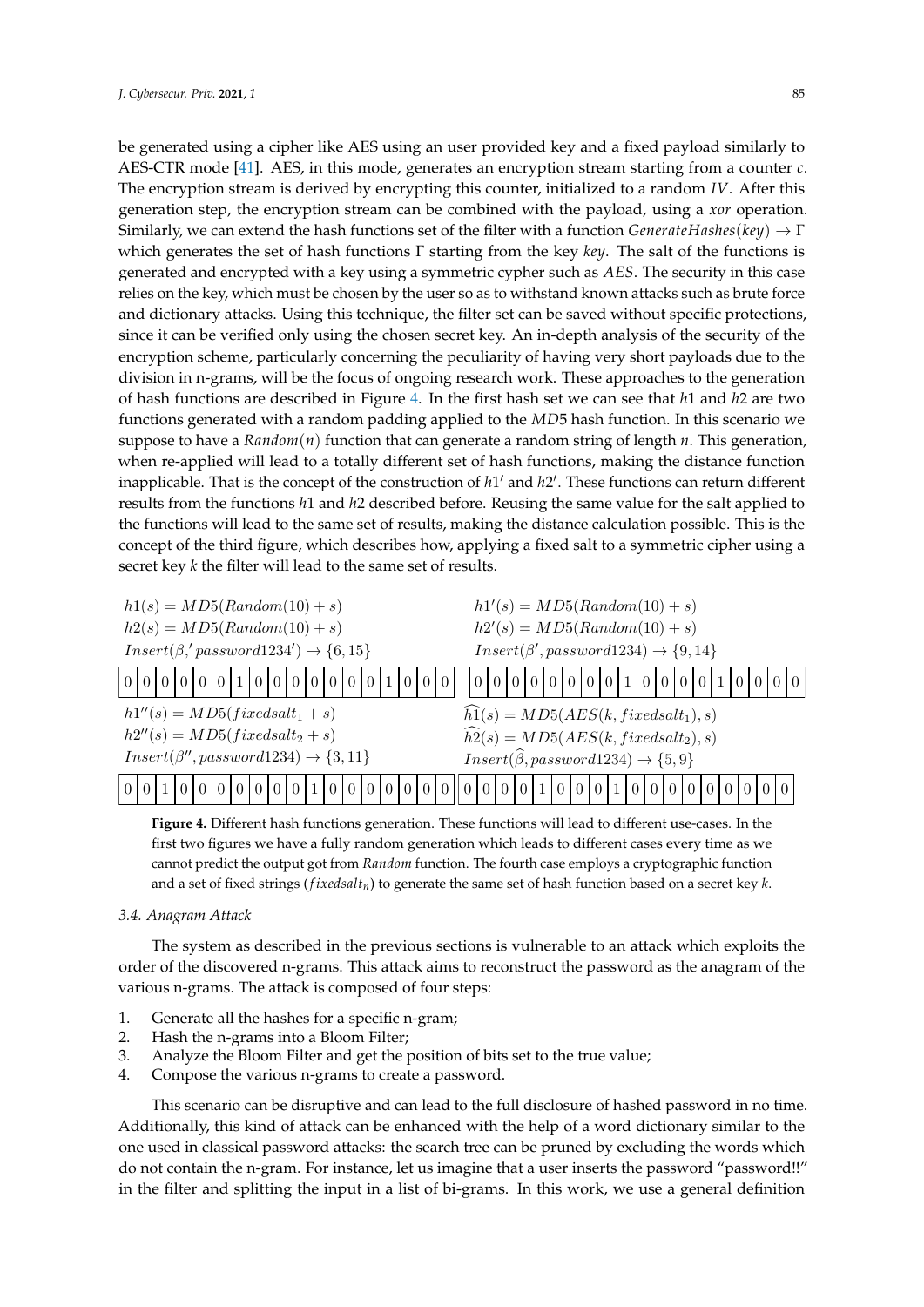be generated using a cipher like AES using an user provided key and a fixed payload similarly to AES-CTR mode [41]. AES, in this mode, generates an encryption stream starting from a counter $c$. The encryption stream is derived by encrypting this counter, initialized to a random $IV$. After this generation step, the encryption stream can be combined with the payload, using a *xor* operation. Similarly, we can extend the hash functions set of the filter with a function $GenerateHashes(key) \rightarrow \Gamma$ which generates the set of hash functions $\Gamma$ starting from the key *key*. The salt of the functions is generated and encrypted with a key using a symmetric cypher such as *AES*. The security in this case relies on the key, which must be chosen by the user so as to withstand known attacks such as brute force and dictionary attacks. Using this technique, the filter set can be saved without specific protections, since it can be verified only using the chosen secret key. An in-depth analysis of the security of the encryption scheme, particularly concerning the peculiarity of having very short payloads due to the division in n-grams, will be the focus of ongoing research work. These approaches to the generation of hash functions are described in Figure 4. In the first hash set we can see that $h1$ and $h2$ are two functions generated with a random padding applied to the $MD5$ hash function. In this scenario we suppose to have a $Random(n)$ function that can generate a random string of length $n$. This generation, when re-applied will lead to a totally different set of hash functions, making the distance function inapplicable. That is the concept of the construction of $h1'$ and $h2'$. These functions can return different results from the functions $h1$ and $h2$ described before. Reusing the same value for the salt applied to the functions will lead to the same set of results, making the distance calculation possible. This is the concept of the third figure, which describes how, applying a fixed salt to a symmetric cipher using a secret key $k$ the filter will lead to the same set of results.

$$h1(s) = MD5(Random(10) + s)$$
$$h2(s) = MD5(Random(10) + s)$$
$$Insert(\beta, 'password1234') \rightarrow \{6, 15\}$$

| 0 | 0 | 0 | 0 | 0 | 0 | 1 | 0 | 0 | 0 | 0 | 0 | 0 | 0 | 1 | 0 | 0 | 0 |
|---|---|---|---|---|---|---|---|---|---|---|---|---|---|---|---|---|---|

$$h1'(s) = MD5(Random(10) + s)$$
$$h2'(s) = MD5(Random(10) + s)$$
$$Insert(\beta', password1234) \rightarrow \{9, 14\}$$

| 0 | 0 | 0 | 0 | 0 | 0 | 0 | 0 | 0 | 1 | 0 | 0 | 0 | 0 | 1 | 0 | 0 | 0 | 0 |
|---|---|---|---|---|---|---|---|---|---|---|---|---|---|---|---|---|---|---|

$$h1''(s) = MD5(fixedsalt_1 + s)$$
$$h2''(s) = MD5(fixedsalt_2 + s)$$
$$Insert(\beta'', password1234) \rightarrow \{3, 11\}$$

| 0 | 0 | 1 | 0 | 0 | 0 | 0 | 0 | 0 | 0 | 1 | 0 | 0 | 0 | 0 | 0 | 0 | 0 |
|---|---|---|---|---|---|---|---|---|---|---|---|---|---|---|---|---|---|

$$\widehat{h1}(s) = MD5(AES(k, fixedsalt_1), s)$$
$$\widehat{h2}(s) = MD5(AES(k, fixedsalt_2), s)$$
$$Insert(\widehat{\beta}, password1234) \rightarrow \{5, 9\}$$

| 0 | 0 | 0 | 0 | 1 | 0 | 0 | 0 | 1 | 0 | 0 | 0 | 0 | 0 | 0 | 0 | 0 | 0 | 0 |
|---|---|---|---|---|---|---|---|---|---|---|---|---|---|---|---|---|---|---|

**Figure 4.** Different hash functions generation. These functions will lead to different use-cases. In the first two figures we have a fully random generation which leads to different cases every time as we cannot predict the output got from *Random* function. The fourth case employs a cryptographic function and a set of fixed strings ($fixedsalt_n$) to generate the same set of hash function based on a secret key $k$.

### 3.4. Anagram Attack

The system as described in the previous sections is vulnerable to an attack which exploits the order of the discovered n-grams. This attack aims to reconstruct the password as the anagram of the various n-grams. The attack is composed of four steps:

1. Generate all the hashes for a specific n-gram;
2. Hash the n-grams into a Bloom Filter;
3. Analyze the Bloom Filter and get the position of bits set to the true value;
4. Compose the various n-grams to create a password.

This scenario can be disruptive and can lead to the full disclosure of hashed password in no time. Additionally, this kind of attack can be enhanced with the help of a word dictionary similar to the one used in classical password attacks: the search tree can be pruned by excluding the words which do not contain the n-gram. For instance, let us imagine that a user inserts the password "password!!" in the filter and splitting the input in a list of bi-grams. In this work, we use a general definition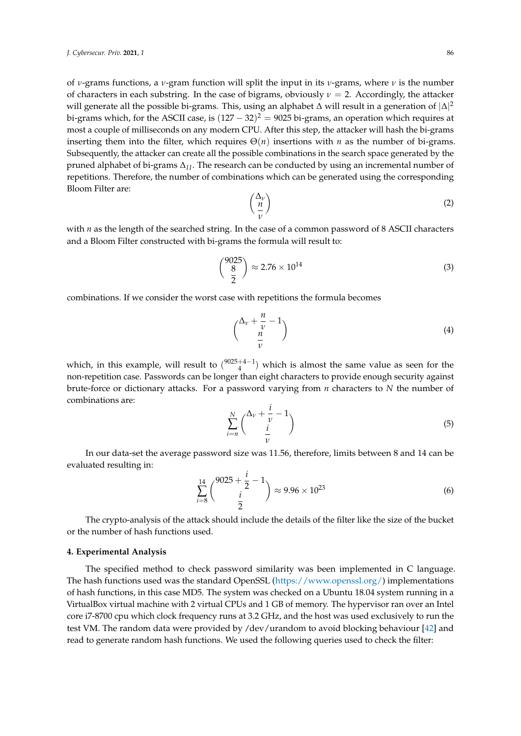of $\nu$-grams functions, a $\nu$-gram function will split the input in its $\nu$-grams, where $\nu$ is the number of characters in each substring. In the case of bigrams, obviously $\nu = 2$. Accordingly, the attacker will generate all the possible bi-grams. This, using an alphabet $\Delta$ will result in a generation of $|\Delta|^2$ bi-grams which, for the ASCII case, is $(127 - 32)^2 = 9025$ bi-grams, an operation which requires at most a couple of milliseconds on any modern CPU. After this step, the attacker will hash the bi-grams inserting them into the filter, which requires $\Theta(n)$ insertions with $n$ as the number of bi-grams. Subsequently, the attacker can create all the possible combinations in the search space generated by the pruned alphabet of bi-grams $\Delta_{II}$. The research can be conducted by using an incremental number of repetitions. Therefore, the number of combinations which can be generated using the corresponding Bloom Filter are:

$$\binom{\Delta_\nu}{\frac{n}{\nu}} \tag{2}$$

with $n$ as the length of the searched string. In the case of a common password of 8 ASCII characters and a Bloom Filter constructed with bi-grams the formula will result to:

$$\binom{9025}{\frac{8}{2}} \approx 2.76 \times 10^{14} \tag{3}$$

combinations. If we consider the worst case with repetitions the formula becomes

$$\binom{\Delta_\nu + \frac{n}{\nu} - 1}{\frac{n}{\nu}} \tag{4}$$

which, in this example, will result to $\binom{9025+4-1}{4}$ which is almost the same value as seen for the non-repetition case. Passwords can be longer than eight characters to provide enough security against brute-force or dictionary attacks. For a password varying from $n$ characters to $N$ the number of combinations are:

$$\sum_{i=n}^{N} \binom{\Delta_\nu + \frac{i}{\nu} - 1}{\frac{i}{\nu}} \tag{5}$$

In our data-set the average password size was 11.56, therefore, limits between 8 and 14 can be evaluated resulting in:

$$\sum_{i=8}^{14} \binom{9025 + \frac{i}{2} - 1}{\frac{i}{2}} \approx 9.96 \times 10^{23} \tag{6}$$

The crypto-analysis of the attack should include the details of the filter like the size of the bucket or the number of hash functions used.

## 4. Experimental Analysis

The specified method to check password similarity was been implemented in C language. The hash functions used was the standard OpenSSL (https://www.openssl.org/) implementations of hash functions, in this case MD5. The system was checked on a Ubuntu 18.04 system running in a VirtualBox virtual machine with 2 virtual CPUs and 1 GB of memory. The hypervisor ran over an Intel core i7-8700 cpu which clock frequency runs at 3.2 GHz, and the host was used exclusively to run the test VM. The random data were provided by /dev/urandom to avoid blocking behaviour [42] and read to generate random hash functions. We used the following queries used to check the filter: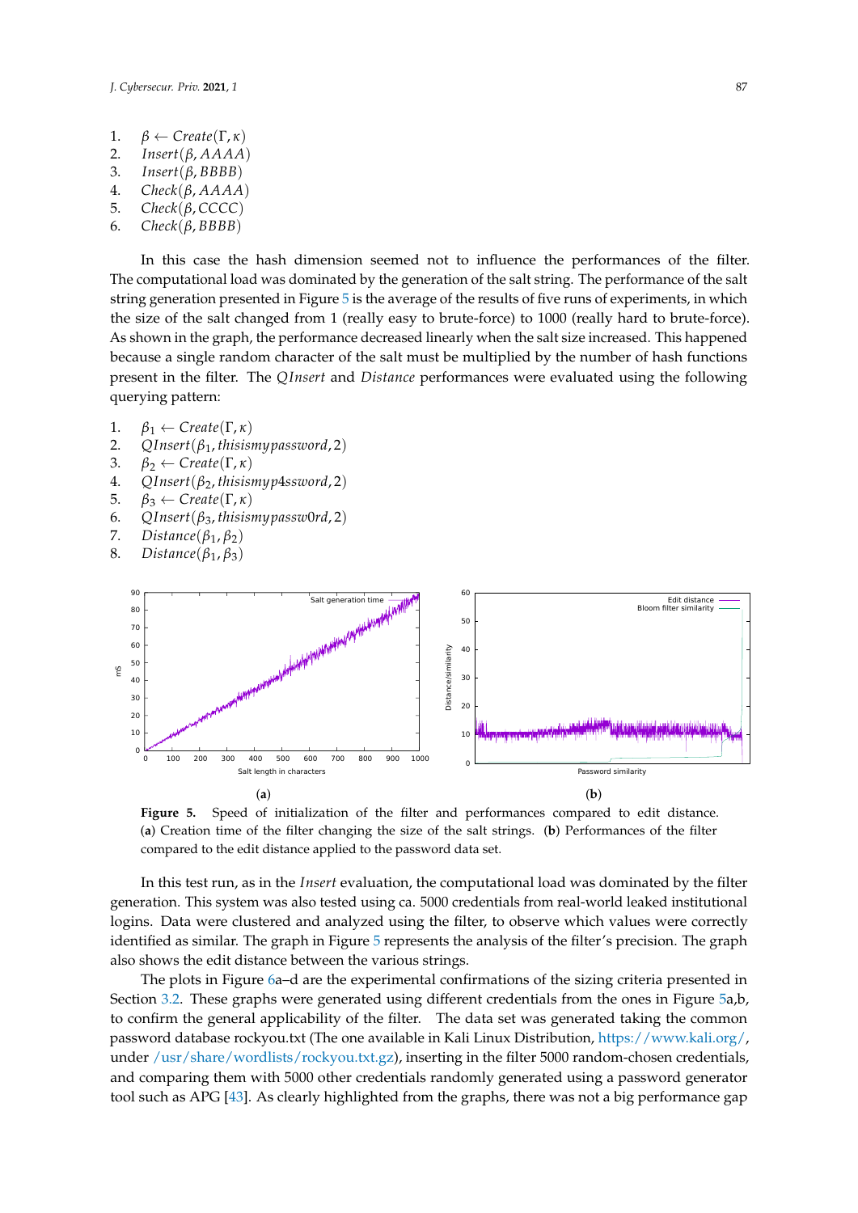1. $\beta \leftarrow Create(\Gamma, \kappa)$
2. $Insert(\beta, AAAA)$
3. $Insert(\beta, BBBB)$
4. $Check(\beta, AAAA)$
5. $Check(\beta, CCCC)$
6. $Check(\beta, BBBB)$

In this case the hash dimension seemed not to influence the performances of the filter. The computational load was dominated by the generation of the salt string. The performance of the salt string generation presented in Figure 5 is the average of the results of five runs of experiments, in which the size of the salt changed from 1 (really easy to brute-force) to 1000 (really hard to brute-force). As shown in the graph, the performance decreased linearly when the salt size increased. This happened because a single random character of the salt must be multiplied by the number of hash functions present in the filter. The *QInsert* and *Distance* performances were evaluated using the following querying pattern:

1. $\beta_1 \leftarrow Create(\Gamma, \kappa)$
2. $QInsert(\beta_1, thisismypassword, 2)$
3. $\beta_2 \leftarrow Create(\Gamma, \kappa)$
4. $QInsert(\beta_2, thisismyp4ssword, 2)$
5. $\beta_3 \leftarrow Create(\Gamma, \kappa)$
6. $QInsert(\beta_3, thisismypassw0rd, 2)$
7. $Distance(\beta_1, \beta_2)$
8. $Distance(\beta_1, \beta_3)$

**Figure 5.** Speed of initialization of the filter and performances compared to edit distance. (**a**) Creation time of the filter changing the size of the salt strings. (**b**) Performances of the filter compared to the edit distance applied to the password data set.

In this test run, as in the *Insert* evaluation, the computational load was dominated by the filter generation. This system was also tested using ca. 5000 credentials from real-world leaked institutional logins. Data were clustered and analyzed using the filter, to observe which values were correctly identified as similar. The graph in Figure 5 represents the analysis of the filter's precision. The graph also shows the edit distance between the various strings.

The plots in Figure 6a–d are the experimental confirmations of the sizing criteria presented in Section 3.2. These graphs were generated using different credentials from the ones in Figure 5a,b, to confirm the general applicability of the filter. The data set was generated taking the common password database rockyou.txt (The one available in Kali Linux Distribution, https://www.kali.org/, under /usr/share/wordlists/rockyou.txt.gz), inserting in the filter 5000 random-chosen credentials, and comparing them with 5000 other credentials randomly generated using a password generator tool such as APG [43]. As clearly highlighted from the graphs, there was not a big performance gap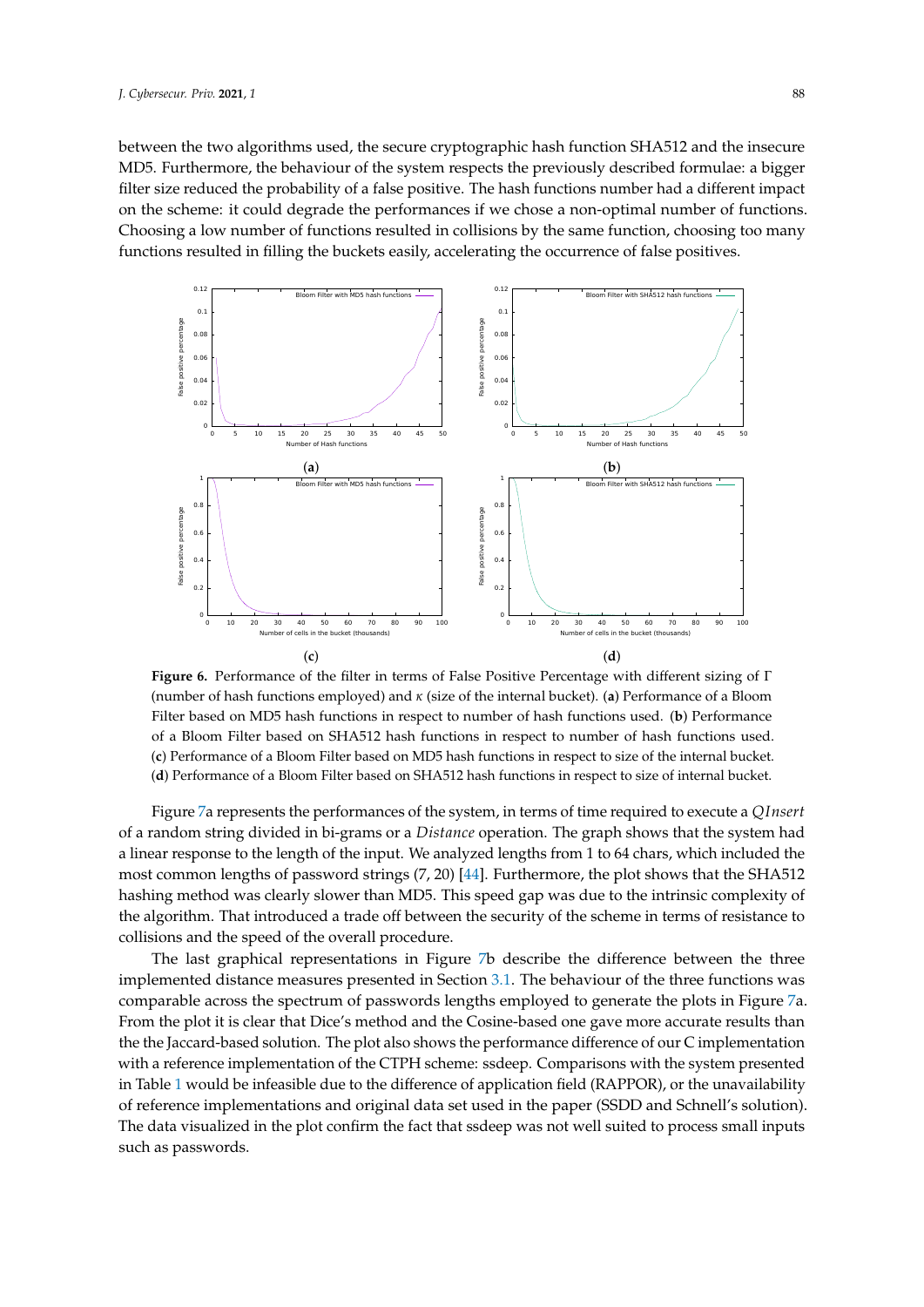between the two algorithms used, the secure cryptographic hash function SHA512 and the insecure MD5. Furthermore, the behaviour of the system respects the previously described formulae: a bigger filter size reduced the probability of a false positive. The hash functions number had a different impact on the scheme: it could degrade the performances if we chose a non-optimal number of functions. Choosing a low number of functions resulted in collisions by the same function, choosing too many functions resulted in filling the buckets easily, accelerating the occurrence of false positives.

**Figure 6.** Performance of the filter in terms of False Positive Percentage with different sizing of $\Gamma$ (number of hash functions employed) and $\kappa$ (size of the internal bucket). (**a**) Performance of a Bloom Filter based on MD5 hash functions in respect to number of hash functions used. (**b**) Performance of a Bloom Filter based on SHA512 hash functions in respect to number of hash functions used. (**c**) Performance of a Bloom Filter based on MD5 hash functions in respect to size of the internal bucket. (**d**) Performance of a Bloom Filter based on SHA512 hash functions in respect to size of internal bucket.

Figure 7a represents the performances of the system, in terms of time required to execute a $QInsert$ of a random string divided in bi-grams or a $Distance$ operation. The graph shows that the system had a linear response to the length of the input. We analyzed lengths from 1 to 64 chars, which included the most common lengths of password strings (7, 20) [44]. Furthermore, the plot shows that the SHA512 hashing method was clearly slower than MD5. This speed gap was due to the intrinsic complexity of the algorithm. That introduced a trade off between the security of the scheme in terms of resistance to collisions and the speed of the overall procedure.

The last graphical representations in Figure 7b describe the difference between the three implemented distance measures presented in Section 3.1. The behaviour of the three functions was comparable across the spectrum of passwords lengths employed to generate the plots in Figure 7a. From the plot it is clear that Dice's method and the Cosine-based one gave more accurate results than the the Jaccard-based solution. The plot also shows the performance difference of our C implementation with a reference implementation of the CTPH scheme: ssdeep. Comparisons with the system presented in Table 1 would be infeasible due to the difference of application field (RAPPOR), or the unavailability of reference implementations and original data set used in the paper (SSDD and Schnell's solution). The data visualized in the plot confirm the fact that ssdeep was not well suited to process small inputs such as passwords.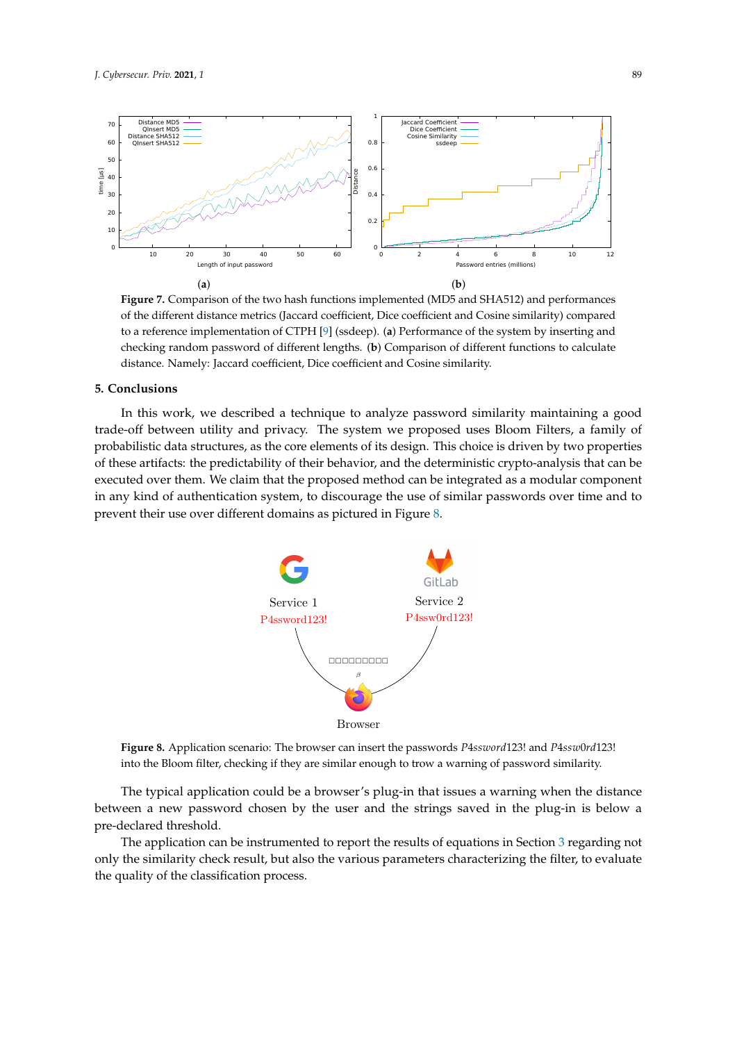**Figure 7.** Comparison of the two hash functions implemented (MD5 and SHA512) and performances of the different distance metrics (Jaccard coefficient, Dice coefficient and Cosine similarity) compared to a reference implementation of CTPH [9] (ssdeep). (**a**) Performance of the system by inserting and checking random password of different lengths. (**b**) Comparison of different functions to calculate distance. Namely: Jaccard coefficient, Dice coefficient and Cosine similarity.

## 5. Conclusions

In this work, we described a technique to analyze password similarity maintaining a good trade-off between utility and privacy. The system we proposed uses Bloom Filters, a family of probabilistic data structures, as the core elements of its design. This choice is driven by two properties of these artifacts: the predictability of their behavior, and the deterministic crypto-analysis that can be executed over them. We claim that the proposed method can be integrated as a modular component in any kind of authentication system, to discourage the use of similar passwords over time and to prevent their use over different domains as pictured in Figure 8.

**Figure 8.** Application scenario: The browser can insert the passwords *P*4*ssword*123! and *P*4*ssw*0*rd*123! into the Bloom filter, checking if they are similar enough to trow a warning of password similarity.

The typical application could be a browser's plug-in that issues a warning when the distance between a new password chosen by the user and the strings saved in the plug-in is below a pre-declared threshold.

The application can be instrumented to report the results of equations in Section 3 regarding not only the similarity check result, but also the various parameters characterizing the filter, to evaluate the quality of the classification process.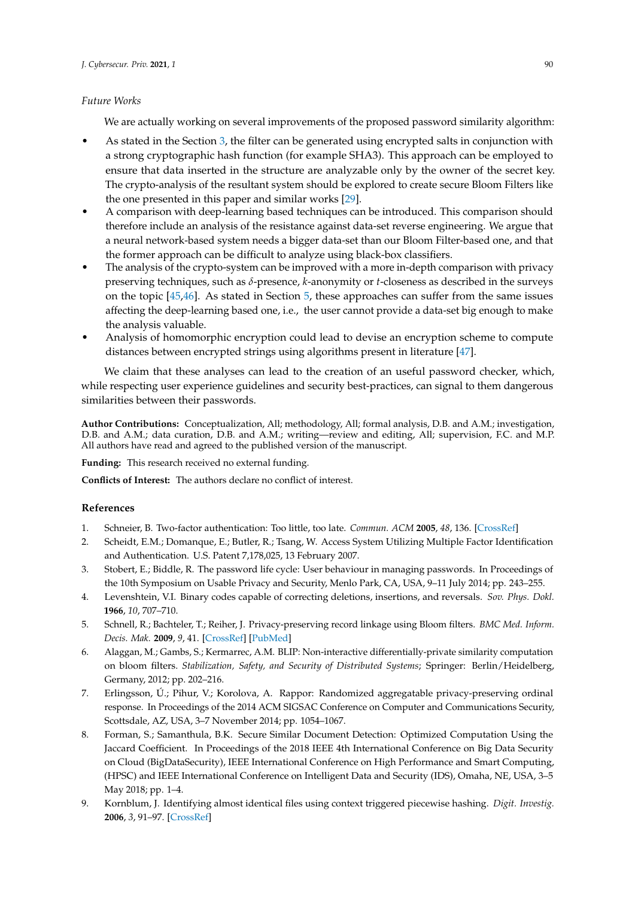*Future Works*

We are actually working on several improvements of the proposed password similarity algorithm:

- As stated in the Section 3, the filter can be generated using encrypted salts in conjunction with a strong cryptographic hash function (for example SHA3). This approach can be employed to ensure that data inserted in the structure are analyzable only by the owner of the secret key. The crypto-analysis of the resultant system should be explored to create secure Bloom Filters like the one presented in this paper and similar works [29].
- A comparison with deep-learning based techniques can be introduced. This comparison should therefore include an analysis of the resistance against data-set reverse engineering. We argue that a neural network-based system needs a bigger data-set than our Bloom Filter-based one, and that the former approach can be difficult to analyze using black-box classifiers.
- The analysis of the crypto-system can be improved with a more in-depth comparison with privacy preserving techniques, such as $\delta$-presence, $k$-anonymity or $t$-closeness as described in the surveys on the topic [45,46]. As stated in Section 5, these approaches can suffer from the same issues affecting the deep-learning based one, i.e., the user cannot provide a data-set big enough to make the analysis valuable.
- Analysis of homomorphic encryption could lead to devise an encryption scheme to compute distances between encrypted strings using algorithms present in literature [47].

We claim that these analyses can lead to the creation of an useful password checker, which, while respecting user experience guidelines and security best-practices, can signal to them dangerous similarities between their passwords.

**Author Contributions:** Conceptualization, All; methodology, All; formal analysis, D.B. and A.M.; investigation, D.B. and A.M.; data curation, D.B. and A.M.; writing—review and editing, All; supervision, F.C. and M.P. All authors have read and agreed to the published version of the manuscript.

**Funding:** This research received no external funding.

**Conflicts of Interest:** The authors declare no conflict of interest.

## References

1. Schneier, B. Two-factor authentication: Too little, too late. *Commun. ACM* **2005**, *48*, 136. [CrossRef]
2. Scheidt, E.M.; Domanque, E.; Butler, R.; Tsang, W. Access System Utilizing Multiple Factor Identification and Authentication. U.S. Patent 7,178,025, 13 February 2007.
3. Stobert, E.; Biddle, R. The password life cycle: User behaviour in managing passwords. In Proceedings of the 10th Symposium on Usable Privacy and Security, Menlo Park, CA, USA, 9–11 July 2014; pp. 243–255.
4. Levenshtein, V.I. Binary codes capable of correcting deletions, insertions, and reversals. *Sov. Phys. Dokl.* **1966**, *10*, 707–710.
5. Schnell, R.; Bachteler, T.; Reiher, J. Privacy-preserving record linkage using Bloom filters. *BMC Med. Inform. Decis. Mak.* **2009**, *9*, 41. [CrossRef] [PubMed]
6. Alaggan, M.; Gambs, S.; Kermarrec, A.M. BLIP: Non-interactive differentially-private similarity computation on bloom filters. *Stabilization, Safety, and Security of Distributed Systems*; Springer: Berlin/Heidelberg, Germany, 2012; pp. 202–216.
7. Erlingsson, Ú.; Pihur, V.; Korolova, A. Rappor: Randomized aggregatable privacy-preserving ordinal response. In Proceedings of the 2014 ACM SIGSAC Conference on Computer and Communications Security, Scottsdale, AZ, USA, 3–7 November 2014; pp. 1054–1067.
8. Forman, S.; Samanthula, B.K. Secure Similar Document Detection: Optimized Computation Using the Jaccard Coefficient. In Proceedings of the 2018 IEEE 4th International Conference on Big Data Security on Cloud (BigDataSecurity), IEEE International Conference on High Performance and Smart Computing, (HPSC) and IEEE International Conference on Intelligent Data and Security (IDS), Omaha, NE, USA, 3–5 May 2018; pp. 1–4.
9. Kornblum, J. Identifying almost identical files using context triggered piecewise hashing. *Digit. Investig.* **2006**, *3*, 91–97. [CrossRef]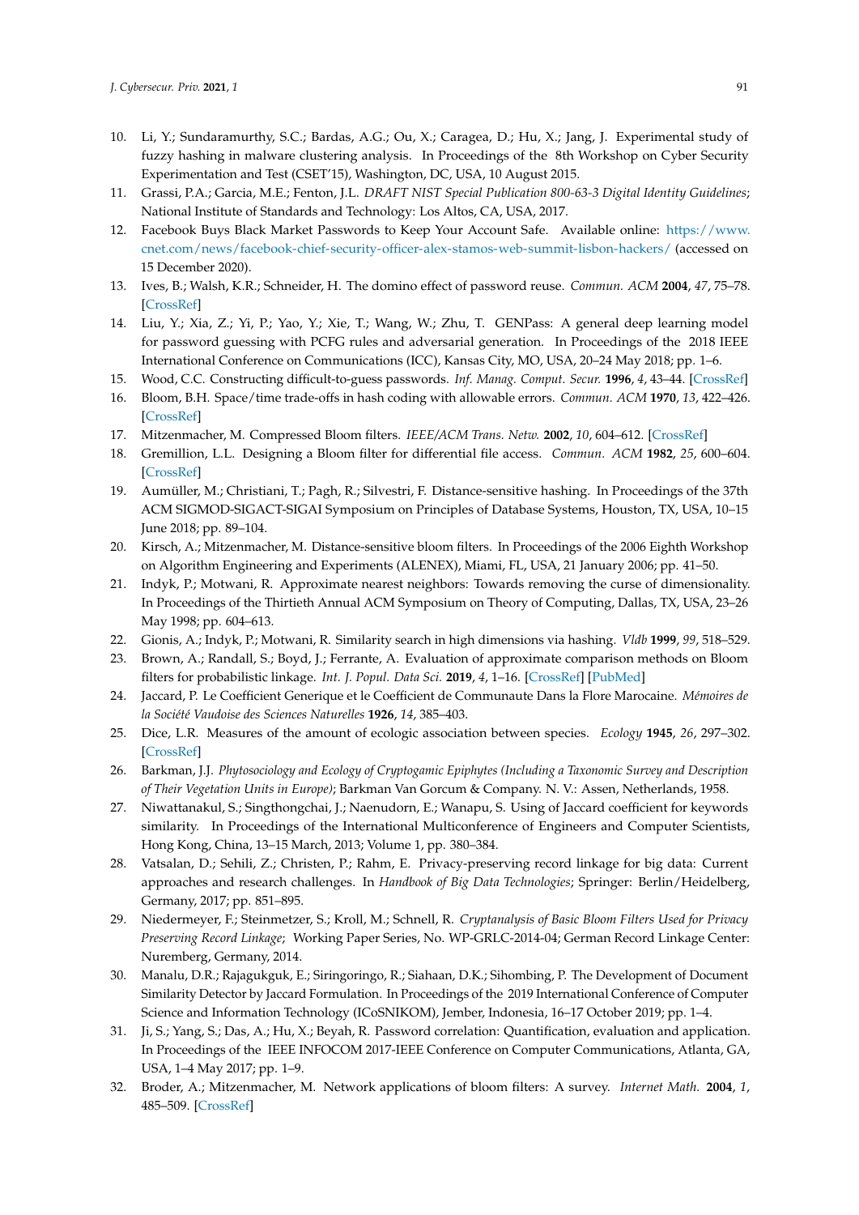10. Li, Y.; Sundaramurthy, S.C.; Bardas, A.G.; Ou, X.; Caragea, D.; Hu, X.; Jang, J. Experimental study of fuzzy hashing in malware clustering analysis. In Proceedings of the 8th Workshop on Cyber Security Experimentation and Test (CSET'15), Washington, DC, USA, 10 August 2015.
11. Grassi, P.A.; Garcia, M.E.; Fenton, J.L. *DRAFT NIST Special Publication 800-63-3 Digital Identity Guidelines*; National Institute of Standards and Technology: Los Altos, CA, USA, 2017.
12. Facebook Buys Black Market Passwords to Keep Your Account Safe. Available online: https://www.cnet.com/news/facebook-chief-security-officer-alex-stamos-web-summit-lisbon-hackers/ (accessed on 15 December 2020).
13. Ives, B.; Walsh, K.R.; Schneider, H. The domino effect of password reuse. *Commun. ACM* **2004**, *47*, 75–78. [CrossRef]
14. Liu, Y.; Xia, Z.; Yi, P.; Yao, Y.; Xie, T.; Wang, W.; Zhu, T. GENPass: A general deep learning model for password guessing with PCFG rules and adversarial generation. In Proceedings of the 2018 IEEE International Conference on Communications (ICC), Kansas City, MO, USA, 20–24 May 2018; pp. 1–6.
15. Wood, C.C. Constructing difficult-to-guess passwords. *Inf. Manag. Comput. Secur.* **1996**, *4*, 43–44. [CrossRef]
16. Bloom, B.H. Space/time trade-offs in hash coding with allowable errors. *Commun. ACM* **1970**, *13*, 422–426. [CrossRef]
17. Mitzenmacher, M. Compressed Bloom filters. *IEEE/ACM Trans. Netw.* **2002**, *10*, 604–612. [CrossRef]
18. Gremillion, L.L. Designing a Bloom filter for differential file access. *Commun. ACM* **1982**, *25*, 600–604. [CrossRef]
19. Aumüller, M.; Christiani, T.; Pagh, R.; Silvestri, F. Distance-sensitive hashing. In Proceedings of the 37th ACM SIGMOD-SIGACT-SIGAI Symposium on Principles of Database Systems, Houston, TX, USA, 10–15 June 2018; pp. 89–104.
20. Kirsch, A.; Mitzenmacher, M. Distance-sensitive bloom filters. In Proceedings of the 2006 Eighth Workshop on Algorithm Engineering and Experiments (ALENEX), Miami, FL, USA, 21 January 2006; pp. 41–50.
21. Indyk, P.; Motwani, R. Approximate nearest neighbors: Towards removing the curse of dimensionality. In Proceedings of the Thirtieth Annual ACM Symposium on Theory of Computing, Dallas, TX, USA, 23–26 May 1998; pp. 604–613.
22. Gionis, A.; Indyk, P.; Motwani, R. Similarity search in high dimensions via hashing. *Vldb* **1999**, *99*, 518–529.
23. Brown, A.; Randall, S.; Boyd, J.; Ferrante, A. Evaluation of approximate comparison methods on Bloom filters for probabilistic linkage. *Int. J. Popul. Data Sci.* **2019**, *4*, 1–16. [CrossRef] [PubMed]
24. Jaccard, P. Le Coefficient Generique et le Coefficient de Communaute Dans la Flore Marocaine. *Mémoires de la Société Vaudoise des Sciences Naturelles* **1926**, *14*, 385–403.
25. Dice, L.R. Measures of the amount of ecologic association between species. *Ecology* **1945**, *26*, 297–302. [CrossRef]
26. Barkman, J.J. *Phytosociology and Ecology of Cryptogamic Epiphytes (Including a Taxonomic Survey and Description of Their Vegetation Units in Europe)*; Barkman Van Gorcum & Company. N. V.: Assen, Netherlands, 1958.
27. Niwattanakul, S.; Singthongchai, J.; Naenudorn, E.; Wanapu, S. Using of Jaccard coefficient for keywords similarity. In Proceedings of the International Multiconference of Engineers and Computer Scientists, Hong Kong, China, 13–15 March, 2013; Volume 1, pp. 380–384.
28. Vatsalan, D.; Sehili, Z.; Christen, P.; Rahm, E. Privacy-preserving record linkage for big data: Current approaches and research challenges. In *Handbook of Big Data Technologies*; Springer: Berlin/Heidelberg, Germany, 2017; pp. 851–895.
29. Niedermeyer, F.; Steinmetzer, S.; Kroll, M.; Schnell, R. *Cryptanalysis of Basic Bloom Filters Used for Privacy Preserving Record Linkage*; Working Paper Series, No. WP-GRLC-2014-04; German Record Linkage Center: Nuremberg, Germany, 2014.
30. Manalu, D.R.; Rajagukguk, E.; Siringoringo, R.; Siahaan, D.K.; Sihombing, P. The Development of Document Similarity Detector by Jaccard Formulation. In Proceedings of the 2019 International Conference of Computer Science and Information Technology (ICoSNIKOM), Jember, Indonesia, 16–17 October 2019; pp. 1–4.
31. Ji, S.; Yang, S.; Das, A.; Hu, X.; Beyah, R. Password correlation: Quantification, evaluation and application. In Proceedings of the IEEE INFOCOM 2017-IEEE Conference on Computer Communications, Atlanta, GA, USA, 1–4 May 2017; pp. 1–9.
32. Broder, A.; Mitzenmacher, M. Network applications of bloom filters: A survey. *Internet Math.* **2004**, *1*, 485–509. [CrossRef]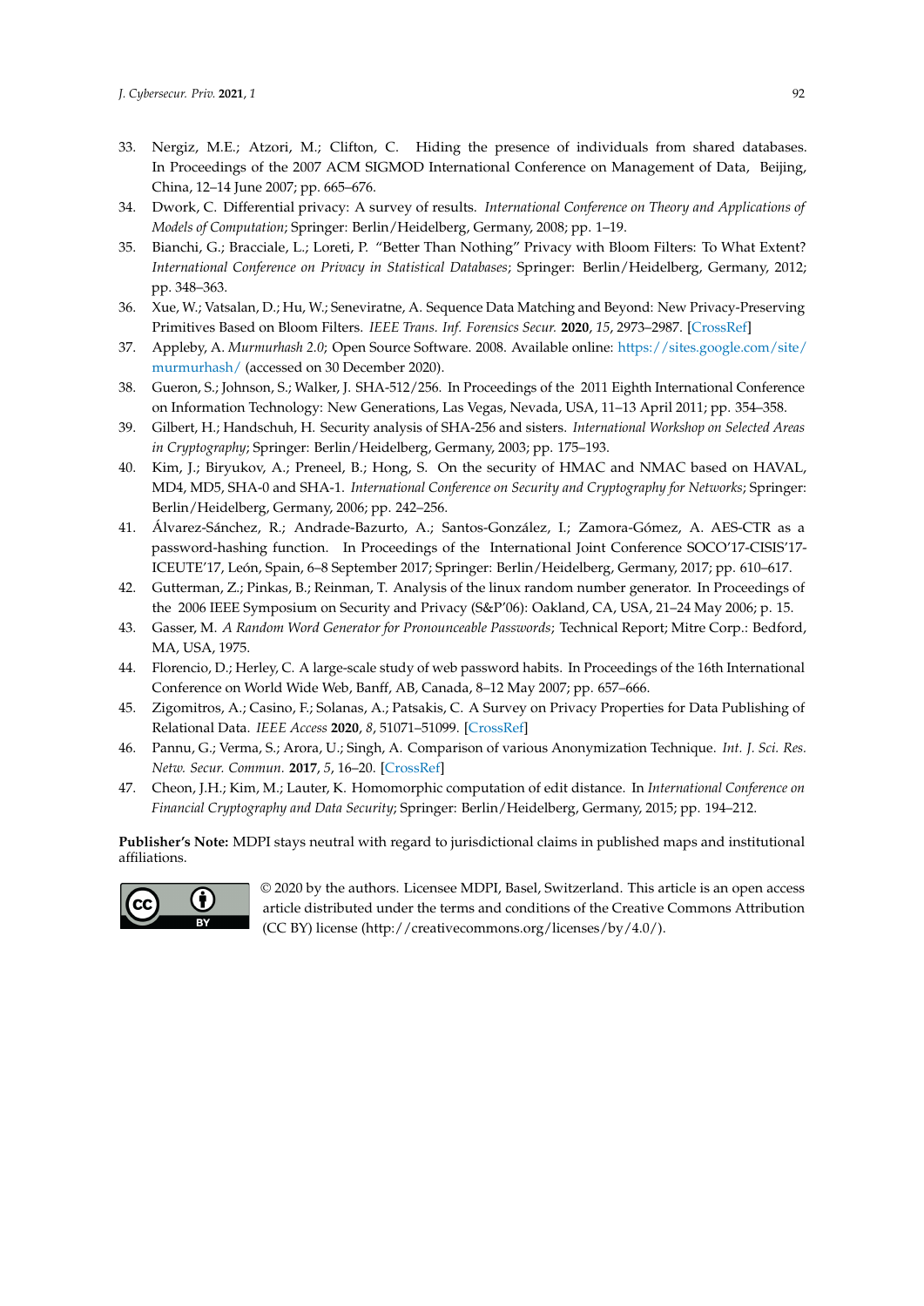33. Nergiz, M.E.; Atzori, M.; Clifton, C. Hiding the presence of individuals from shared databases. In Proceedings of the 2007 ACM SIGMOD International Conference on Management of Data, Beijing, China, 12–14 June 2007; pp. 665–676.
34. Dwork, C. Differential privacy: A survey of results. *International Conference on Theory and Applications of Models of Computation*; Springer: Berlin/Heidelberg, Germany, 2008; pp. 1–19.
35. Bianchi, G.; Bracciale, L.; Loreti, P. "Better Than Nothing" Privacy with Bloom Filters: To What Extent? *International Conference on Privacy in Statistical Databases*; Springer: Berlin/Heidelberg, Germany, 2012; pp. 348–363.
36. Xue, W.; Vatsalan, D.; Hu, W.; Seneviratne, A. Sequence Data Matching and Beyond: New Privacy-Preserving Primitives Based on Bloom Filters. *IEEE Trans. Inf. Forensics Secur.* **2020**, *15*, 2973–2987. [CrossRef]
37. Appleby, A. *Murmurhash 2.0*; Open Source Software. 2008. Available online: https://sites.google.com/site/murmurhash/ (accessed on 30 December 2020).
38. Gueron, S.; Johnson, S.; Walker, J. SHA-512/256. In Proceedings of the 2011 Eighth International Conference on Information Technology: New Generations, Las Vegas, Nevada, USA, 11–13 April 2011; pp. 354–358.
39. Gilbert, H.; Handschuh, H. Security analysis of SHA-256 and sisters. *International Workshop on Selected Areas in Cryptography*; Springer: Berlin/Heidelberg, Germany, 2003; pp. 175–193.
40. Kim, J.; Biryukov, A.; Preneel, B.; Hong, S. On the security of HMAC and NMAC based on HAVAL, MD4, MD5, SHA-0 and SHA-1. *International Conference on Security and Cryptography for Networks*; Springer: Berlin/Heidelberg, Germany, 2006; pp. 242–256.
41. Álvarez-Sánchez, R.; Andrade-Bazurto, A.; Santos-González, I.; Zamora-Gómez, A. AES-CTR as a password-hashing function. In Proceedings of the International Joint Conference SOCO'17-CISIS'17-ICEUTE'17, León, Spain, 6–8 September 2017; Springer: Berlin/Heidelberg, Germany, 2017; pp. 610–617.
42. Gutterman, Z.; Pinkas, B.; Reinman, T. Analysis of the linux random number generator. In Proceedings of the 2006 IEEE Symposium on Security and Privacy (S&P'06): Oakland, CA, USA, 21–24 May 2006; p. 15.
43. Gasser, M. *A Random Word Generator for Pronounceable Passwords*; Technical Report; Mitre Corp.: Bedford, MA, USA, 1975.
44. Florencio, D.; Herley, C. A large-scale study of web password habits. In Proceedings of the 16th International Conference on World Wide Web, Banff, AB, Canada, 8–12 May 2007; pp. 657–666.
45. Zigomitros, A.; Casino, F.; Solanas, A.; Patsakis, C. A Survey on Privacy Properties for Data Publishing of Relational Data. *IEEE Access* **2020**, *8*, 51071–51099. [CrossRef]
46. Pannu, G.; Verma, S.; Arora, U.; Singh, A. Comparison of various Anonymization Technique. *Int. J. Sci. Res. Netw. Secur. Commun.* **2017**, *5*, 16–20. [CrossRef]
47. Cheon, J.H.; Kim, M.; Lauter, K. Homomorphic computation of edit distance. In *International Conference on Financial Cryptography and Data Security*; Springer: Berlin/Heidelberg, Germany, 2015; pp. 194–212.

**Publisher's Note:** MDPI stays neutral with regard to jurisdictional claims in published maps and institutional affiliations.

© 2020 by the authors. Licensee MDPI, Basel, Switzerland. This article is an open access article distributed under the terms and conditions of the Creative Commons Attribution (CC BY) license (http://creativecommons.org/licenses/by/4.0/).